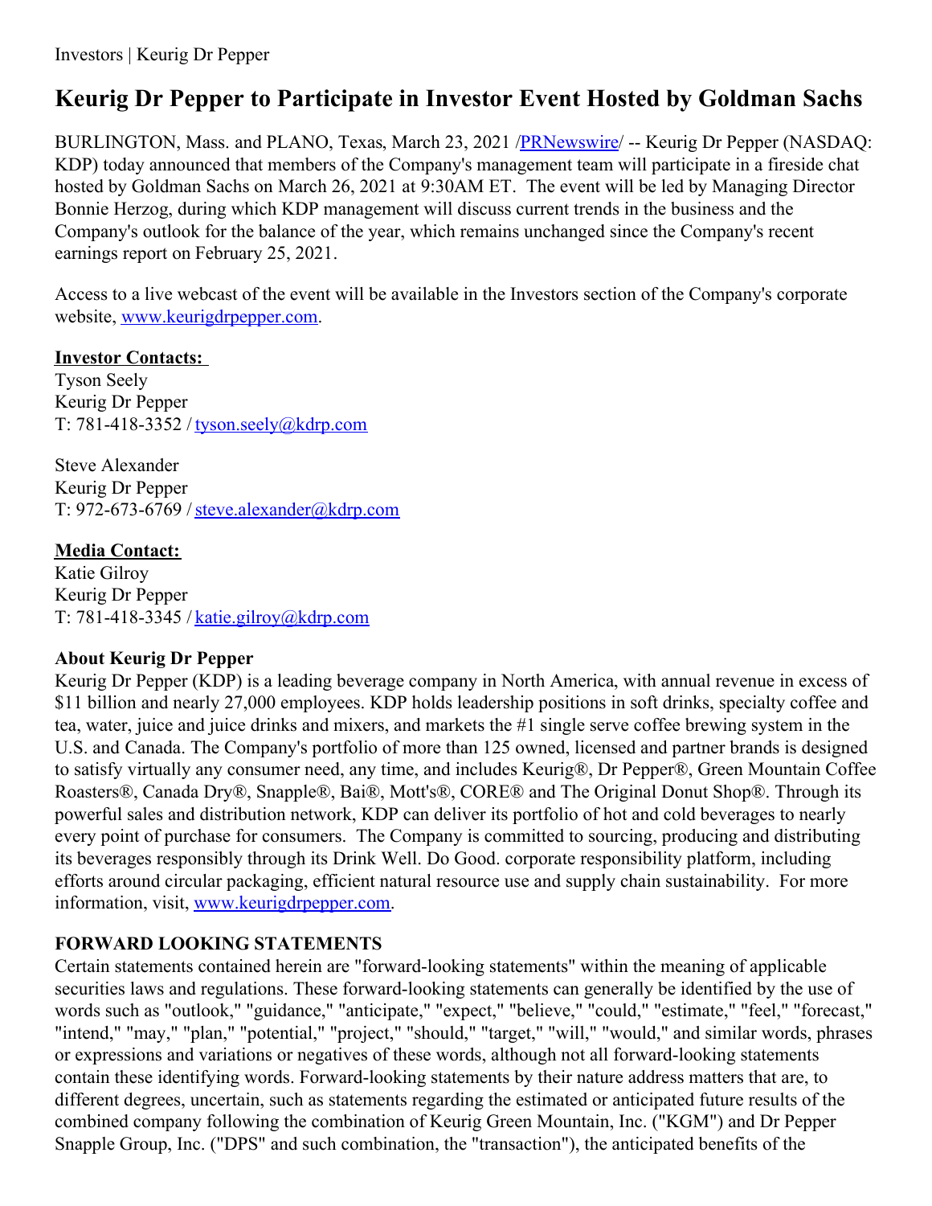# Keurig Dr Pepper to Participate in Investor Event Hosted by Goldman Sachs

BURLINGTON, Mass. and PLANO, Texas, March 23, 2021 /PRNewswire/ -- Keurig Dr Pepper (NASDAQ: KDP) today announced that members of the Company's management team will participate in a fireside chat hosted by Goldman Sachs on March 26, 2021 at 9:30AM ET. The event will be led by Managing Director Bonnie Herzog, during which KDP management will discuss current trends in the business and the Company's outlook for the balance of the year, which remains unchanged since the Company's recent earnings report on February 25, 2021.

Access to a live webcast of the event will be available in the Investors section of the Company's corporate website, www.keurigdrpepper.com.

**Investor Contacts:**
Tyson Seely
Keurig Dr Pepper
T: 781-418-3352 / tyson.seely@kdrp.com

Steve Alexander
Keurig Dr Pepper
T: 972-673-6769 / steve.alexander@kdrp.com

**Media Contact:**
Katie Gilroy
Keurig Dr Pepper
T: 781-418-3345 / katie.gilroy@kdrp.com

**About Keurig Dr Pepper**
Keurig Dr Pepper (KDP) is a leading beverage company in North America, with annual revenue in excess of $11 billion and nearly 27,000 employees. KDP holds leadership positions in soft drinks, specialty coffee and tea, water, juice and juice drinks and mixers, and markets the #1 single serve coffee brewing system in the U.S. and Canada. The Company's portfolio of more than 125 owned, licensed and partner brands is designed to satisfy virtually any consumer need, any time, and includes Keurig®, Dr Pepper®, Green Mountain Coffee Roasters®, Canada Dry®, Snapple®, Bai®, Mott's®, CORE® and The Original Donut Shop®. Through its powerful sales and distribution network, KDP can deliver its portfolio of hot and cold beverages to nearly every point of purchase for consumers. The Company is committed to sourcing, producing and distributing its beverages responsibly through its Drink Well. Do Good. corporate responsibility platform, including efforts around circular packaging, efficient natural resource use and supply chain sustainability. For more information, visit, www.keurigdrpepper.com.

**FORWARD LOOKING STATEMENTS**
Certain statements contained herein are "forward-looking statements" within the meaning of applicable securities laws and regulations. These forward-looking statements can generally be identified by the use of words such as "outlook," "guidance," "anticipate," "expect," "believe," "could," "estimate," "feel," "forecast," "intend," "may," "plan," "potential," "project," "should," "target," "will," "would," and similar words, phrases or expressions and variations or negatives of these words, although not all forward-looking statements contain these identifying words. Forward-looking statements by their nature address matters that are, to different degrees, uncertain, such as statements regarding the estimated or anticipated future results of the combined company following the combination of Keurig Green Mountain, Inc. ("KGM") and Dr Pepper Snapple Group, Inc. ("DPS" and such combination, the "transaction"), the anticipated benefits of the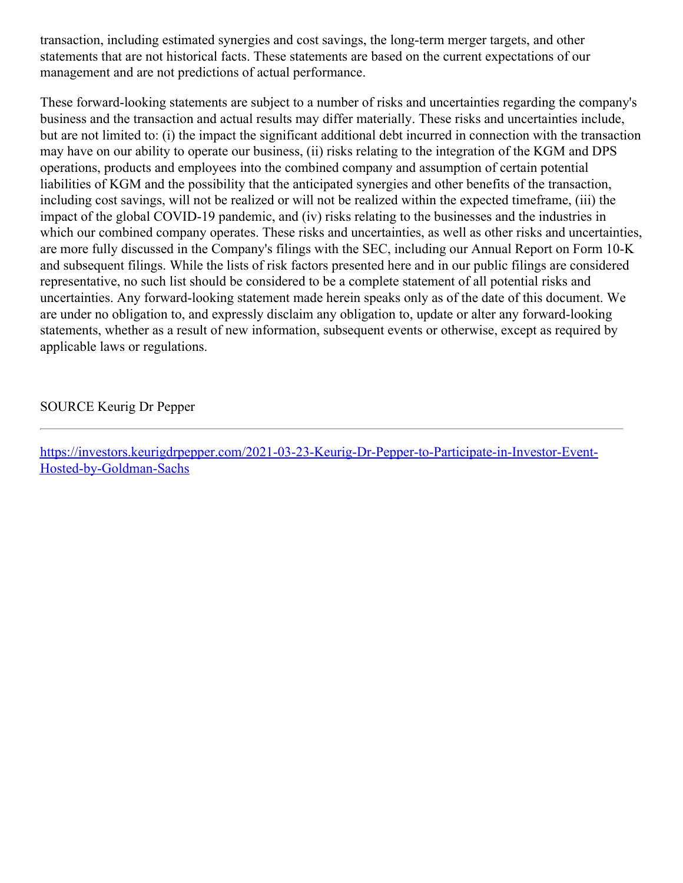transaction, including estimated synergies and cost savings, the long-term merger targets, and other statements that are not historical facts. These statements are based on the current expectations of our management and are not predictions of actual performance.

These forward-looking statements are subject to a number of risks and uncertainties regarding the company's business and the transaction and actual results may differ materially. These risks and uncertainties include, but are not limited to: (i) the impact the significant additional debt incurred in connection with the transaction may have on our ability to operate our business, (ii) risks relating to the integration of the KGM and DPS operations, products and employees into the combined company and assumption of certain potential liabilities of KGM and the possibility that the anticipated synergies and other benefits of the transaction, including cost savings, will not be realized or will not be realized within the expected timeframe, (iii) the impact of the global COVID-19 pandemic, and (iv) risks relating to the businesses and the industries in which our combined company operates. These risks and uncertainties, as well as other risks and uncertainties, are more fully discussed in the Company's filings with the SEC, including our Annual Report on Form 10-K and subsequent filings. While the lists of risk factors presented here and in our public filings are considered representative, no such list should be considered to be a complete statement of all potential risks and uncertainties. Any forward-looking statement made herein speaks only as of the date of this document. We are under no obligation to, and expressly disclaim any obligation to, update or alter any forward-looking statements, whether as a result of new information, subsequent events or otherwise, except as required by applicable laws or regulations.

SOURCE Keurig Dr Pepper

---

https://investors.keurigdrpepper.com/2021-03-23-Keurig-Dr-Pepper-to-Participate-in-Investor-Event-Hosted-by-Goldman-Sachs